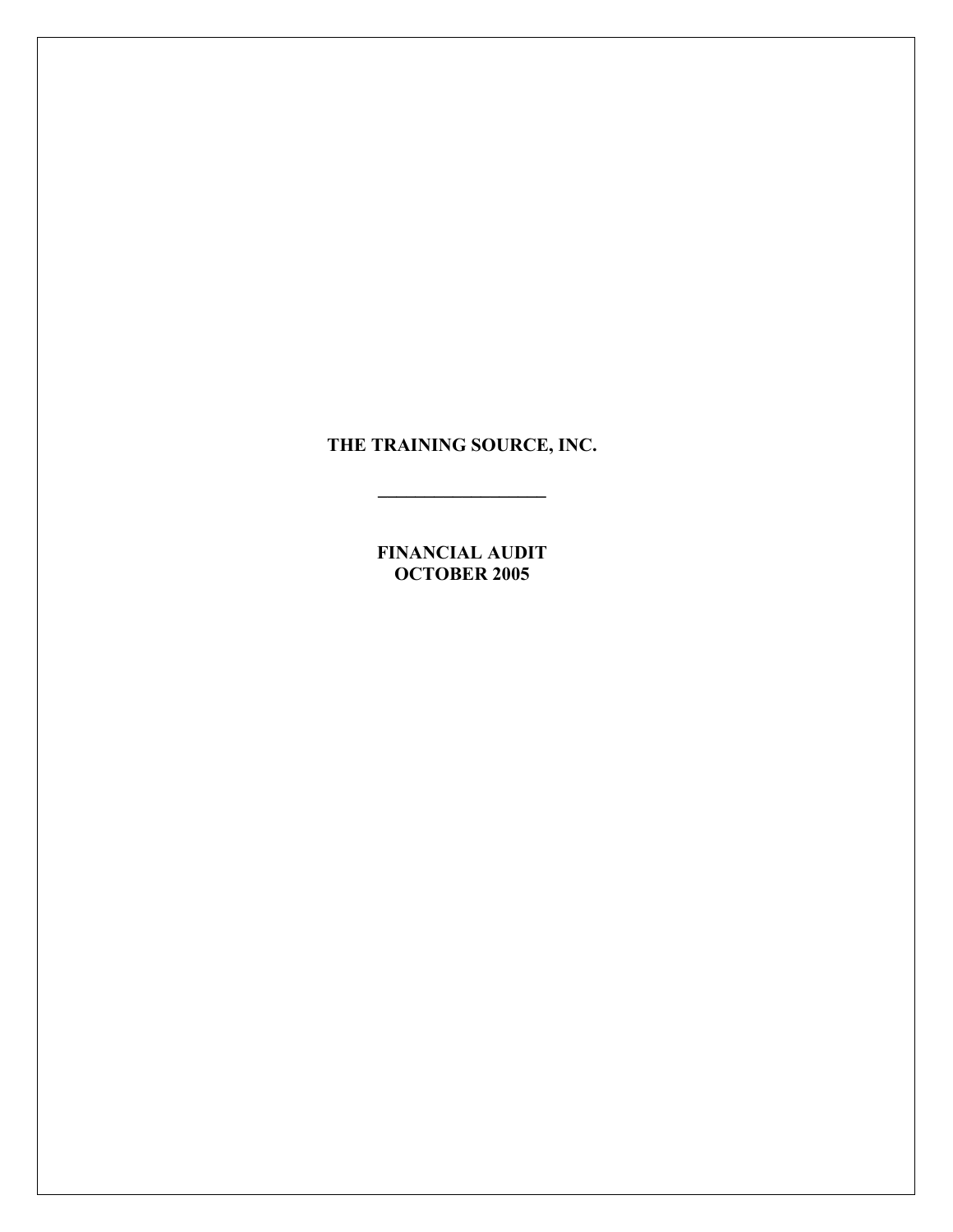# THE TRAINING SOURCE, INC.

---

## FINANCIAL AUDIT
## OCTOBER 2005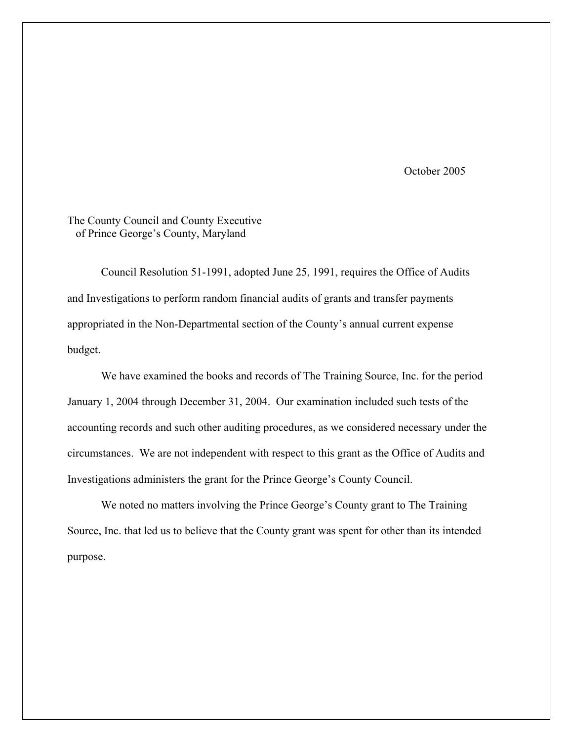October 2005

The County Council and County Executive
of Prince George's County, Maryland

Council Resolution 51-1991, adopted June 25, 1991, requires the Office of Audits and Investigations to perform random financial audits of grants and transfer payments appropriated in the Non-Departmental section of the County's annual current expense budget.

We have examined the books and records of The Training Source, Inc. for the period January 1, 2004 through December 31, 2004. Our examination included such tests of the accounting records and such other auditing procedures, as we considered necessary under the circumstances. We are not independent with respect to this grant as the Office of Audits and Investigations administers the grant for the Prince George's County Council.

We noted no matters involving the Prince George's County grant to The Training Source, Inc. that led us to believe that the County grant was spent for other than its intended purpose.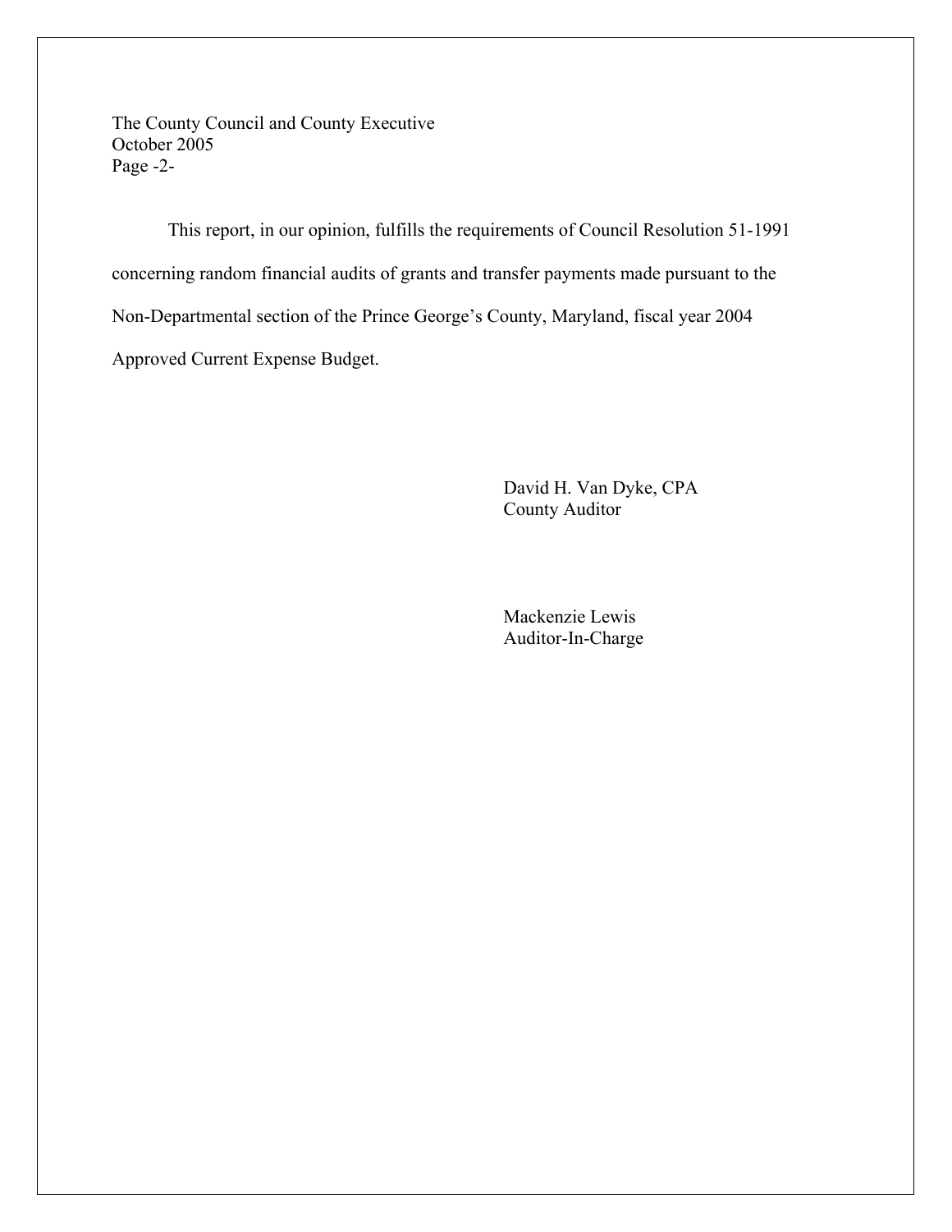The County Council and County Executive
October 2005

This report, in our opinion, fulfills the requirements of Council Resolution 51-1991 concerning random financial audits of grants and transfer payments made pursuant to the Non-Departmental section of the Prince George's County, Maryland, fiscal year 2004 Approved Current Expense Budget.

David H. Van Dyke, CPA
County Auditor

Mackenzie Lewis
Auditor-In-Charge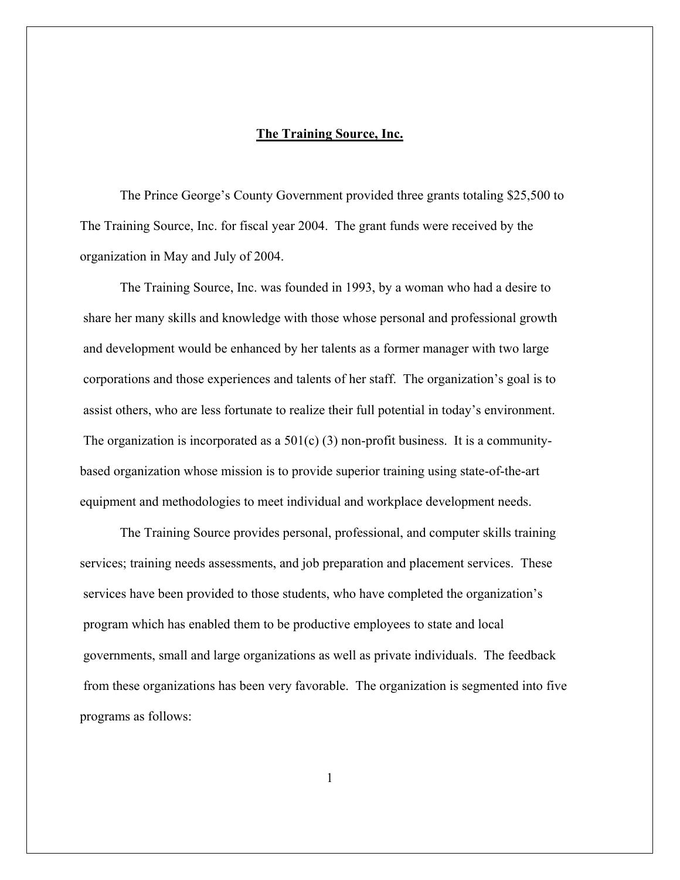**The Training Source, Inc.**

The Prince George's County Government provided three grants totaling $25,500 to The Training Source, Inc. for fiscal year 2004. The grant funds were received by the organization in May and July of 2004.

The Training Source, Inc. was founded in 1993, by a woman who had a desire to share her many skills and knowledge with those whose personal and professional growth and development would be enhanced by her talents as a former manager with two large corporations and those experiences and talents of her staff. The organization's goal is to assist others, who are less fortunate to realize their full potential in today's environment. The organization is incorporated as a 501(c) (3) non-profit business. It is a community-based organization whose mission is to provide superior training using state-of-the-art equipment and methodologies to meet individual and workplace development needs.

The Training Source provides personal, professional, and computer skills training services; training needs assessments, and job preparation and placement services. These services have been provided to those students, who have completed the organization's program which has enabled them to be productive employees to state and local governments, small and large organizations as well as private individuals. The feedback from these organizations has been very favorable. The organization is segmented into five programs as follows: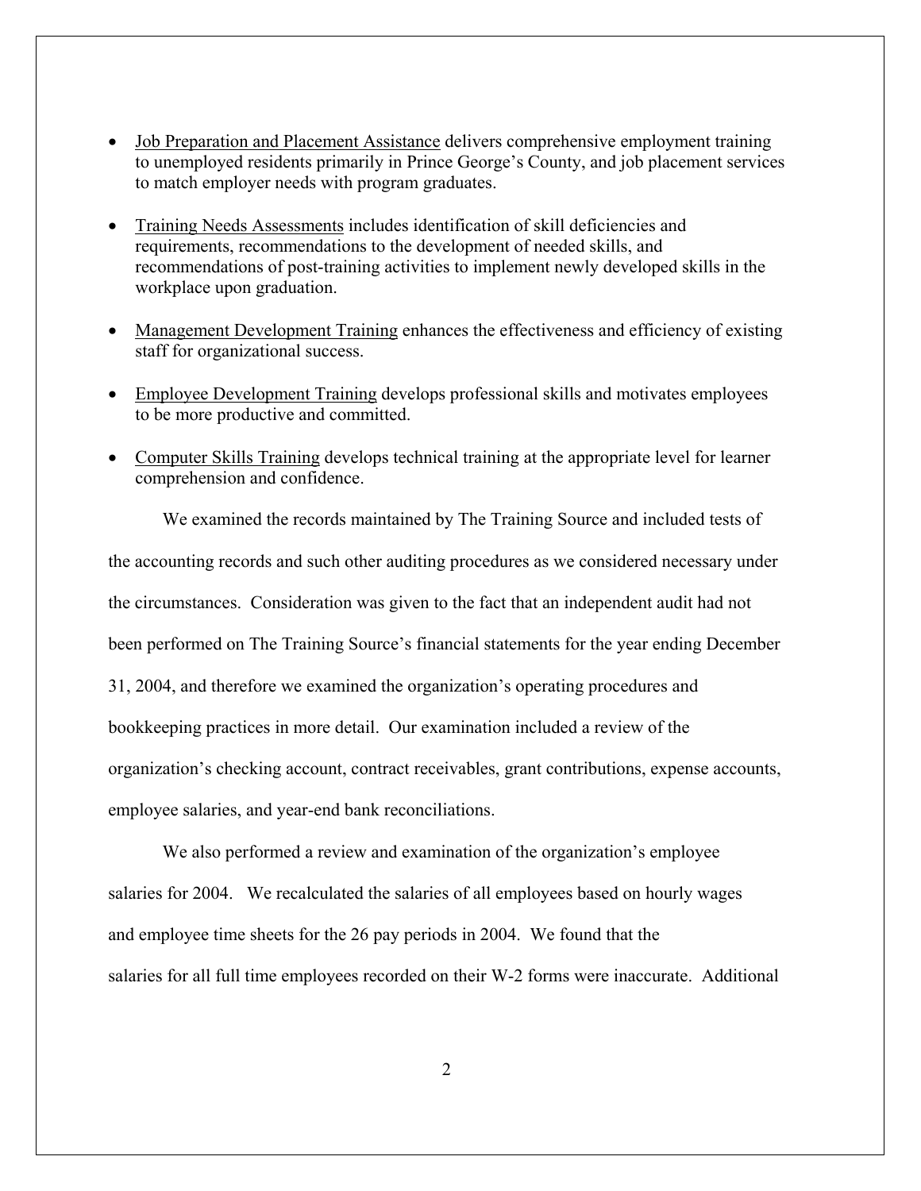- Job Preparation and Placement Assistance delivers comprehensive employment training to unemployed residents primarily in Prince George's County, and job placement services to match employer needs with program graduates.
- Training Needs Assessments includes identification of skill deficiencies and requirements, recommendations to the development of needed skills, and recommendations of post-training activities to implement newly developed skills in the workplace upon graduation.
- Management Development Training enhances the effectiveness and efficiency of existing staff for organizational success.
- Employee Development Training develops professional skills and motivates employees to be more productive and committed.
- Computer Skills Training develops technical training at the appropriate level for learner comprehension and confidence.

We examined the records maintained by The Training Source and included tests of the accounting records and such other auditing procedures as we considered necessary under the circumstances. Consideration was given to the fact that an independent audit had not been performed on The Training Source's financial statements for the year ending December 31, 2004, and therefore we examined the organization's operating procedures and bookkeeping practices in more detail. Our examination included a review of the organization's checking account, contract receivables, grant contributions, expense accounts, employee salaries, and year-end bank reconciliations.

We also performed a review and examination of the organization's employee salaries for 2004. We recalculated the salaries of all employees based on hourly wages and employee time sheets for the 26 pay periods in 2004. We found that the salaries for all full time employees recorded on their W-2 forms were inaccurate. Additional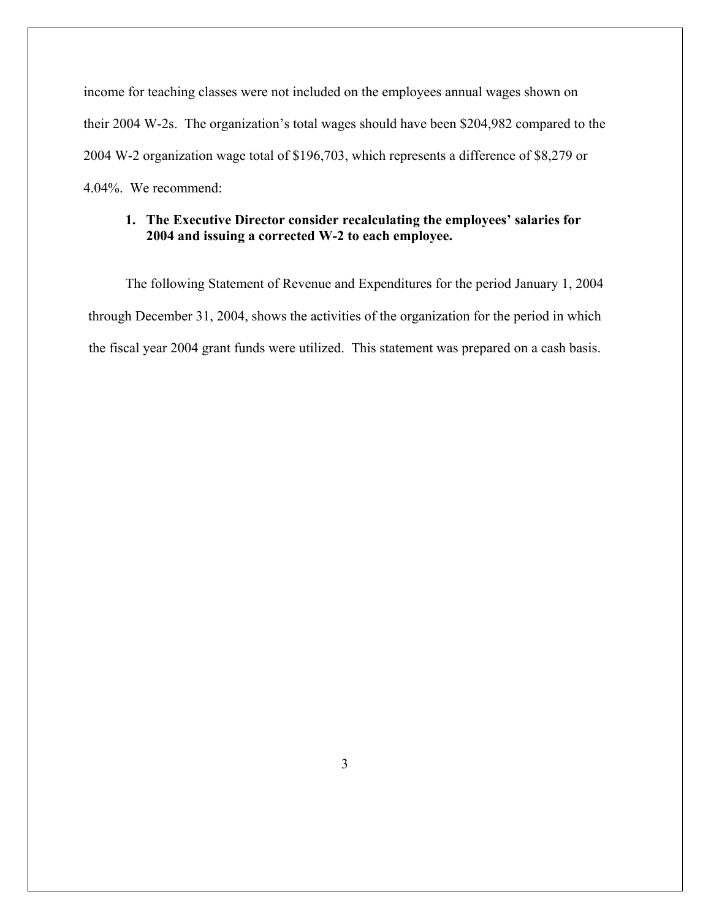income for teaching classes were not included on the employees annual wages shown on their 2004 W-2s. The organization's total wages should have been $204,982 compared to the 2004 W-2 organization wage total of $196,703, which represents a difference of $8,279 or 4.04%. We recommend:

1. **The Executive Director consider recalculating the employees' salaries for 2004 and issuing a corrected W-2 to each employee.**

The following Statement of Revenue and Expenditures for the period January 1, 2004 through December 31, 2004, shows the activities of the organization for the period in which the fiscal year 2004 grant funds were utilized. This statement was prepared on a cash basis.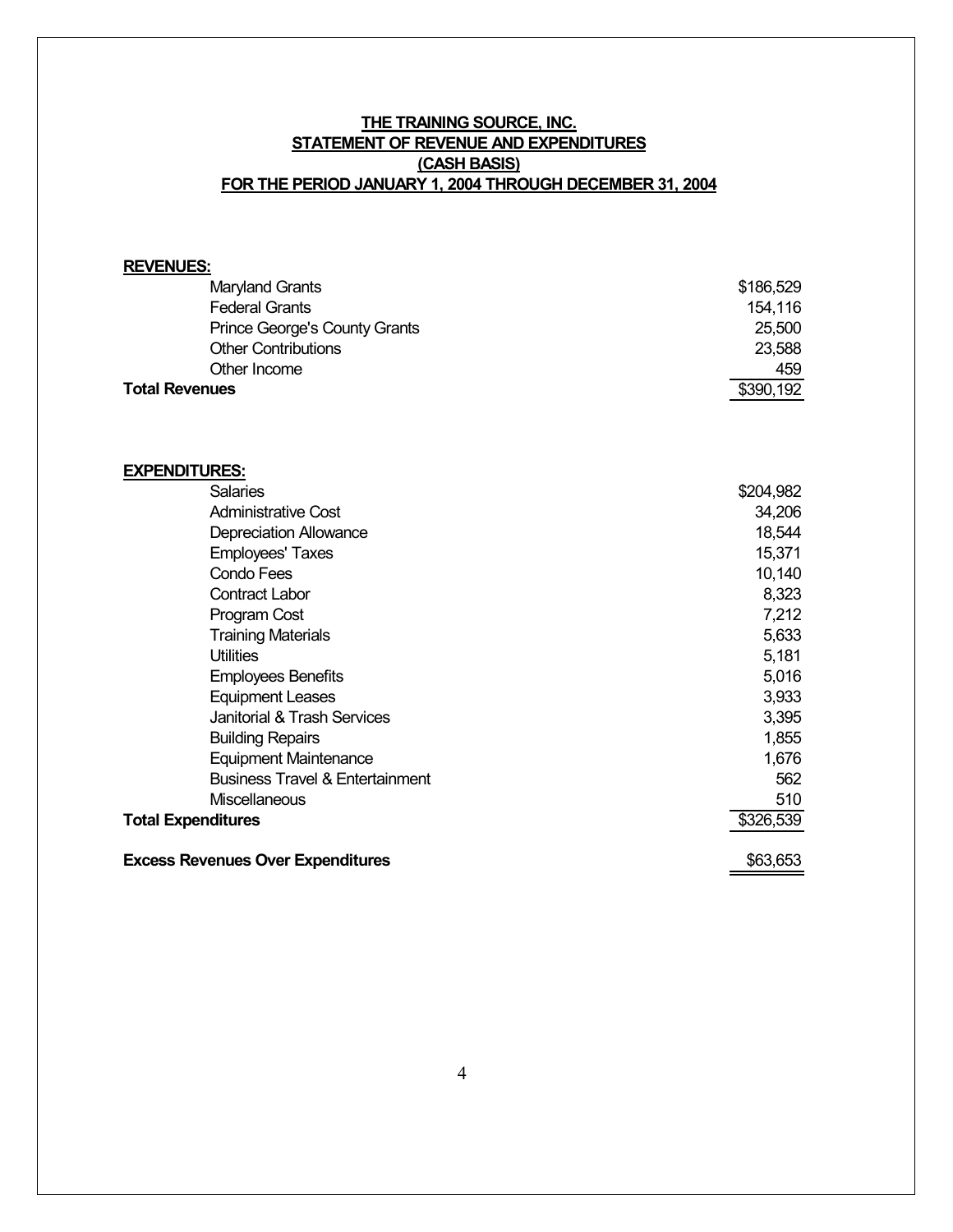**THE TRAINING SOURCE, INC.**
**STATEMENT OF REVENUE AND EXPENDITURES**
**(CASH BASIS)**
**FOR THE PERIOD JANUARY 1, 2004 THROUGH DECEMBER 31, 2004**

| | |
|---|---|
| **REVENUES:** | |
| Maryland Grants | $186,529 |
| Federal Grants | 154,116 |
| Prince George's County Grants | 25,500 |
| Other Contributions | 23,588 |
| Other Income | 459 |
| **Total Revenues** | $390,192 |
| | |
| **EXPENDITURES:** | |
| Salaries | $204,982 |
| Administrative Cost | 34,206 |
| Depreciation Allowance | 18,544 |
| Employees' Taxes | 15,371 |
| Condo Fees | 10,140 |
| Contract Labor | 8,323 |
| Program Cost | 7,212 |
| Training Materials | 5,633 |
| Utilities | 5,181 |
| Employees Benefits | 5,016 |
| Equipment Leases | 3,933 |
| Janitorial & Trash Services | 3,395 |
| Building Repairs | 1,855 |
| Equipment Maintenance | 1,676 |
| Business Travel & Entertainment | 562 |
| Miscellaneous | 510 |
| **Total Expenditures** | $326,539 |
| | |
| **Excess Revenues Over Expenditures** | $63,653 |